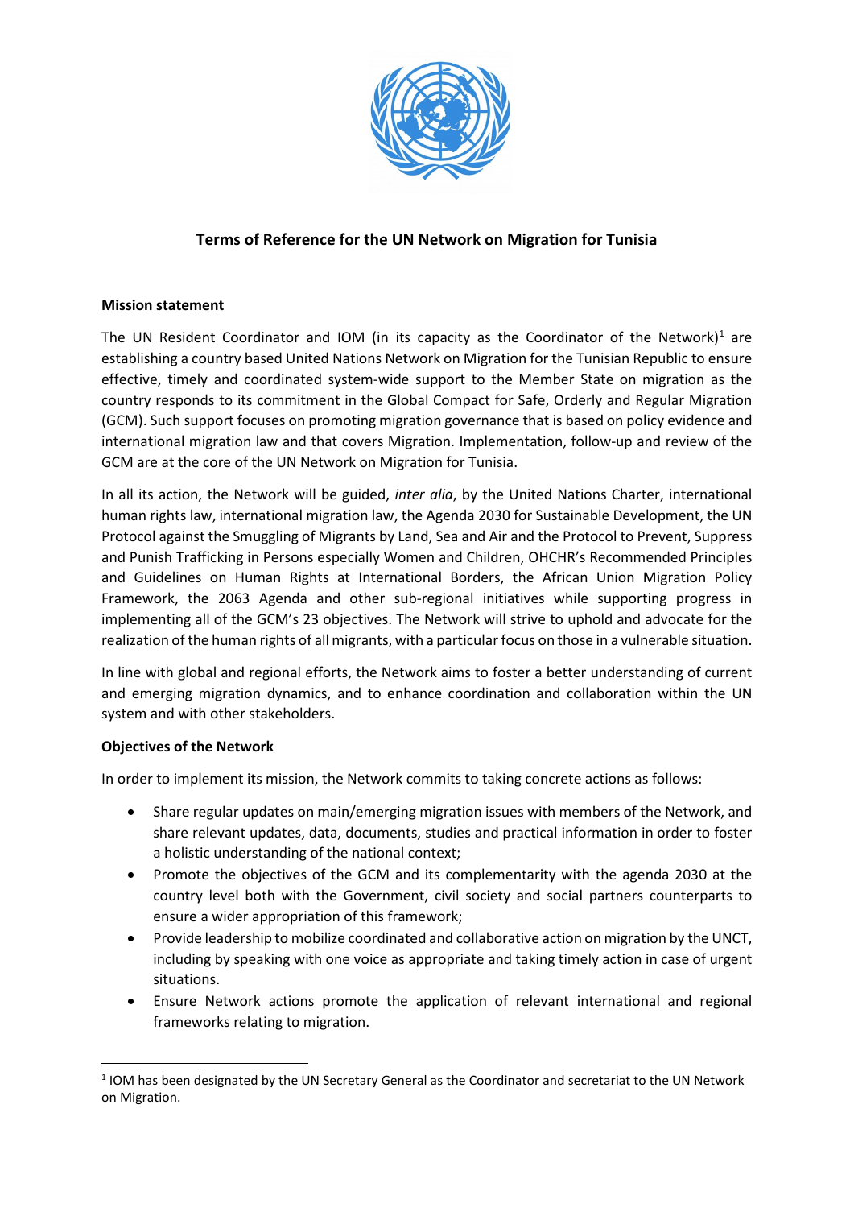# Terms of Reference for the UN Network on Migration for Tunisia

**Mission statement**

The UN Resident Coordinator and IOM (in its capacity as the Coordinator of the Network)[1] are establishing a country based United Nations Network on Migration for the Tunisian Republic to ensure effective, timely and coordinated system-wide support to the Member State on migration as the country responds to its commitment in the Global Compact for Safe, Orderly and Regular Migration (GCM). Such support focuses on promoting migration governance that is based on policy evidence and international migration law and that covers Migration. Implementation, follow-up and review of the GCM are at the core of the UN Network on Migration for Tunisia.

In all its action, the Network will be guided, *inter alia*, by the United Nations Charter, international human rights law, international migration law, the Agenda 2030 for Sustainable Development, the UN Protocol against the Smuggling of Migrants by Land, Sea and Air and the Protocol to Prevent, Suppress and Punish Trafficking in Persons especially Women and Children, OHCHR's Recommended Principles and Guidelines on Human Rights at International Borders, the African Union Migration Policy Framework, the 2063 Agenda and other sub-regional initiatives while supporting progress in implementing all of the GCM's 23 objectives. The Network will strive to uphold and advocate for the realization of the human rights of all migrants, with a particular focus on those in a vulnerable situation.

In line with global and regional efforts, the Network aims to foster a better understanding of current and emerging migration dynamics, and to enhance coordination and collaboration within the UN system and with other stakeholders.

**Objectives of the Network**

In order to implement its mission, the Network commits to taking concrete actions as follows:

- Share regular updates on main/emerging migration issues with members of the Network, and share relevant updates, data, documents, studies and practical information in order to foster a holistic understanding of the national context;
- Promote the objectives of the GCM and its complementarity with the agenda 2030 at the country level both with the Government, civil society and social partners counterparts to ensure a wider appropriation of this framework;
- Provide leadership to mobilize coordinated and collaborative action on migration by the UNCT, including by speaking with one voice as appropriate and taking timely action in case of urgent situations.
- Ensure Network actions promote the application of relevant international and regional frameworks relating to migration.

[1] IOM has been designated by the UN Secretary General as the Coordinator and secretariat to the UN Network on Migration.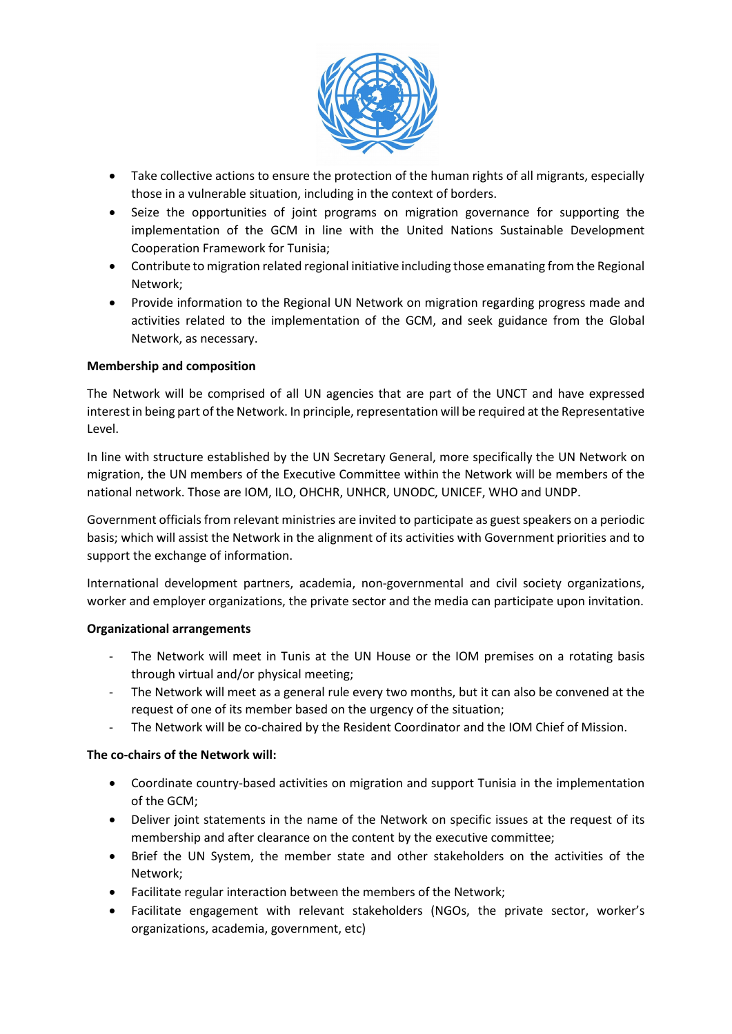- Take collective actions to ensure the protection of the human rights of all migrants, especially those in a vulnerable situation, including in the context of borders.
- Seize the opportunities of joint programs on migration governance for supporting the implementation of the GCM in line with the United Nations Sustainable Development Cooperation Framework for Tunisia;
- Contribute to migration related regional initiative including those emanating from the Regional Network;
- Provide information to the Regional UN Network on migration regarding progress made and activities related to the implementation of the GCM, and seek guidance from the Global Network, as necessary.

**Membership and composition**

The Network will be comprised of all UN agencies that are part of the UNCT and have expressed interest in being part of the Network. In principle, representation will be required at the Representative Level.

In line with structure established by the UN Secretary General, more specifically the UN Network on migration, the UN members of the Executive Committee within the Network will be members of the national network. Those are IOM, ILO, OHCHR, UNHCR, UNODC, UNICEF, WHO and UNDP.

Government officials from relevant ministries are invited to participate as guest speakers on a periodic basis; which will assist the Network in the alignment of its activities with Government priorities and to support the exchange of information.

International development partners, academia, non-governmental and civil society organizations, worker and employer organizations, the private sector and the media can participate upon invitation.

**Organizational arrangements**

- The Network will meet in Tunis at the UN House or the IOM premises on a rotating basis through virtual and/or physical meeting;
- The Network will meet as a general rule every two months, but it can also be convened at the request of one of its member based on the urgency of the situation;
- The Network will be co-chaired by the Resident Coordinator and the IOM Chief of Mission.

**The co-chairs of the Network will:**

- Coordinate country-based activities on migration and support Tunisia in the implementation of the GCM;
- Deliver joint statements in the name of the Network on specific issues at the request of its membership and after clearance on the content by the executive committee;
- Brief the UN System, the member state and other stakeholders on the activities of the Network;
- Facilitate regular interaction between the members of the Network;
- Facilitate engagement with relevant stakeholders (NGOs, the private sector, worker's organizations, academia, government, etc)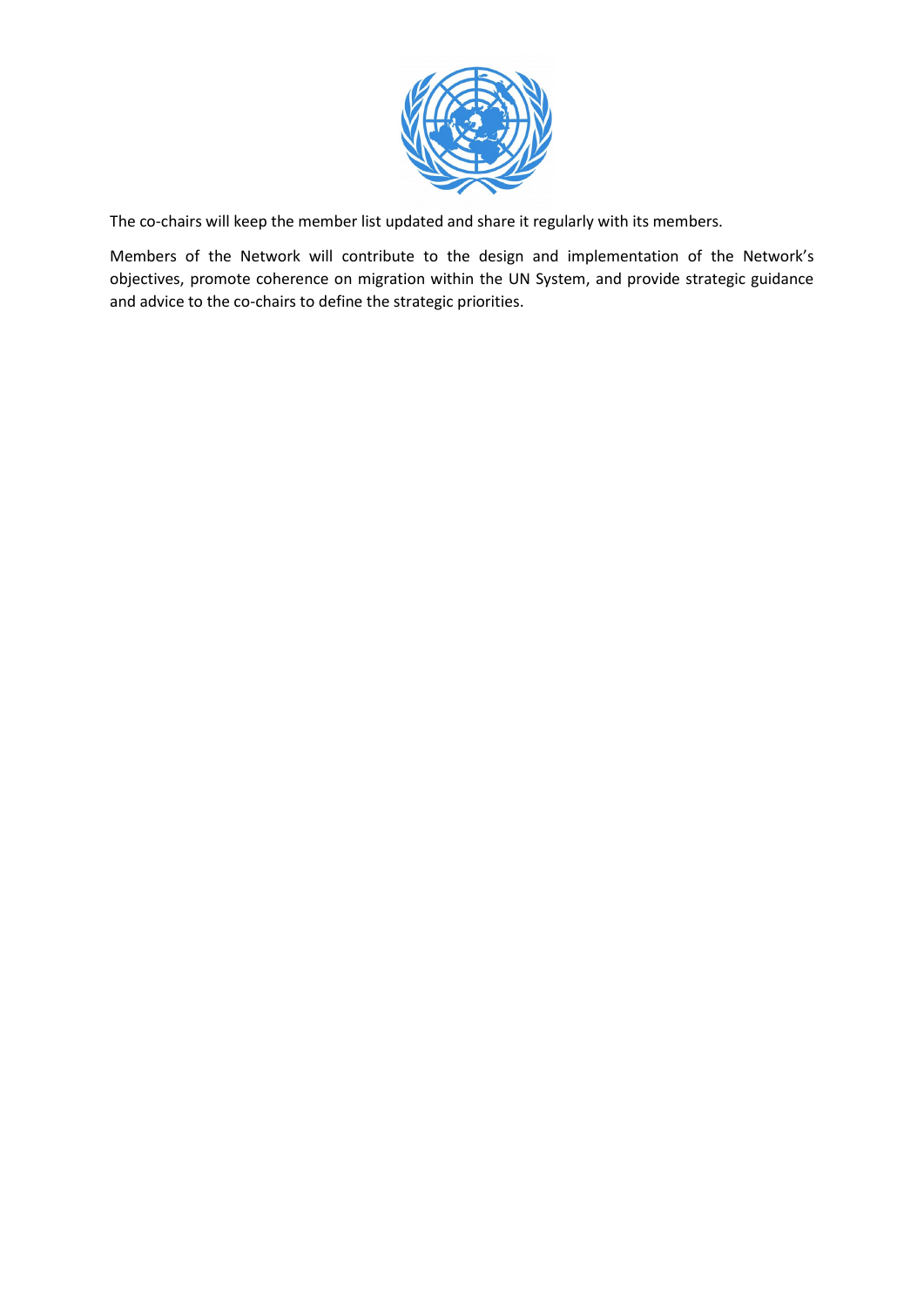The co-chairs will keep the member list updated and share it regularly with its members.

Members of the Network will contribute to the design and implementation of the Network's objectives, promote coherence on migration within the UN System, and provide strategic guidance and advice to the co-chairs to define the strategic priorities.